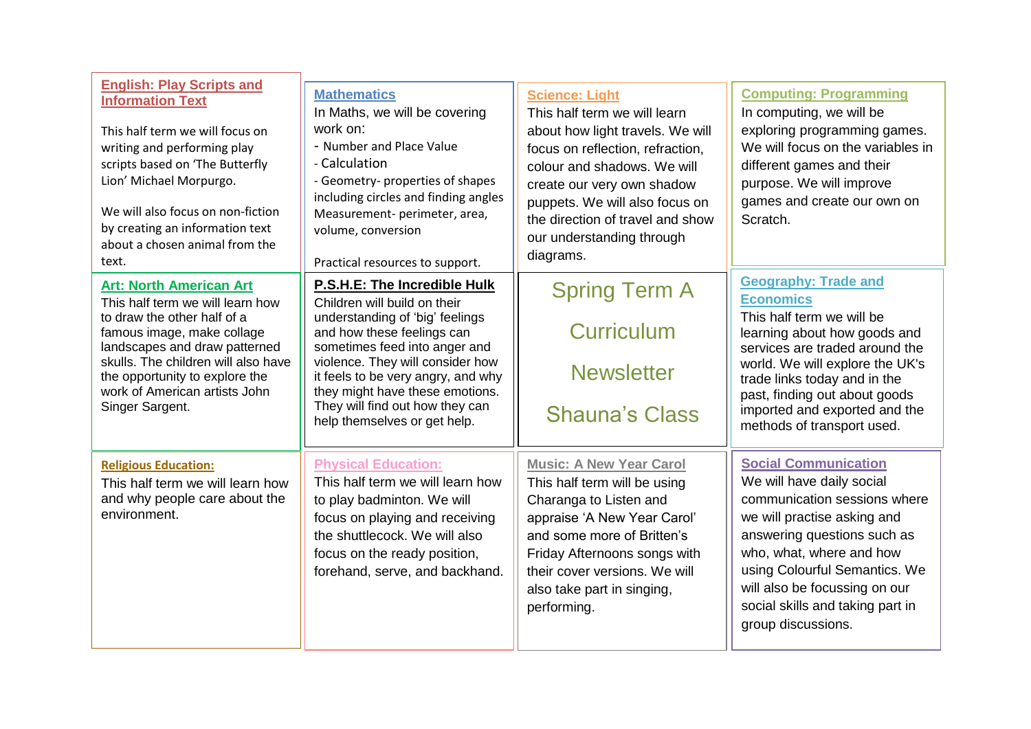# Spring Term A Curriculum Newsletter

## Shauna's Class

### English: Play Scripts and Information Text

This half term we will focus on writing and performing play scripts based on 'The Butterfly Lion' Michael Morpurgo.

We will also focus on non-fiction by creating an information text about a chosen animal from the text.

### Mathematics

In Maths, we will be covering work on:

- Number and Place Value
- Calculation
- Geometry- properties of shapes including circles and finding angles

Measurement- perimeter, area, volume, conversion

Practical resources to support.

### Science: Light

This half term we will learn about how light travels. We will focus on reflection, refraction, colour and shadows. We will create our very own shadow puppets. We will also focus on the direction of travel and show our understanding through diagrams.

### Computing: Programming

In computing, we will be exploring programming games. We will focus on the variables in different games and their purpose. We will improve games and create our own on Scratch.

### Art: North American Art

This half term we will learn how to draw the other half of a famous image, make collage landscapes and draw patterned skulls. The children will also have the opportunity to explore the work of American artists John Singer Sargent.

### P.S.H.E: The Incredible Hulk

Children will build on their understanding of 'big' feelings and how these feelings can sometimes feed into anger and violence. They will consider how it feels to be very angry, and why they might have these emotions. They will find out how they can help themselves or get help.

### Geography: Trade and Economics

This half term we will be learning about how goods and services are traded around the world. We will explore the UK's trade links today and in the past, finding out about goods imported and exported and the methods of transport used.

### Religious Education:

This half term we will learn how and why people care about the environment.

### Physical Education:

This half term we will learn how to play badminton. We will focus on playing and receiving the shuttlecock. We will also focus on the ready position, forehand, serve, and backhand.

### Music: A New Year Carol

This half term will be using Charanga to Listen and appraise 'A New Year Carol' and some more of Britten's Friday Afternoons songs with their cover versions. We will also take part in singing, performing.

### Social Communication

We will have daily social communication sessions where we will practise asking and answering questions such as who, what, where and how using Colourful Semantics. We will also be focussing on our social skills and taking part in group discussions.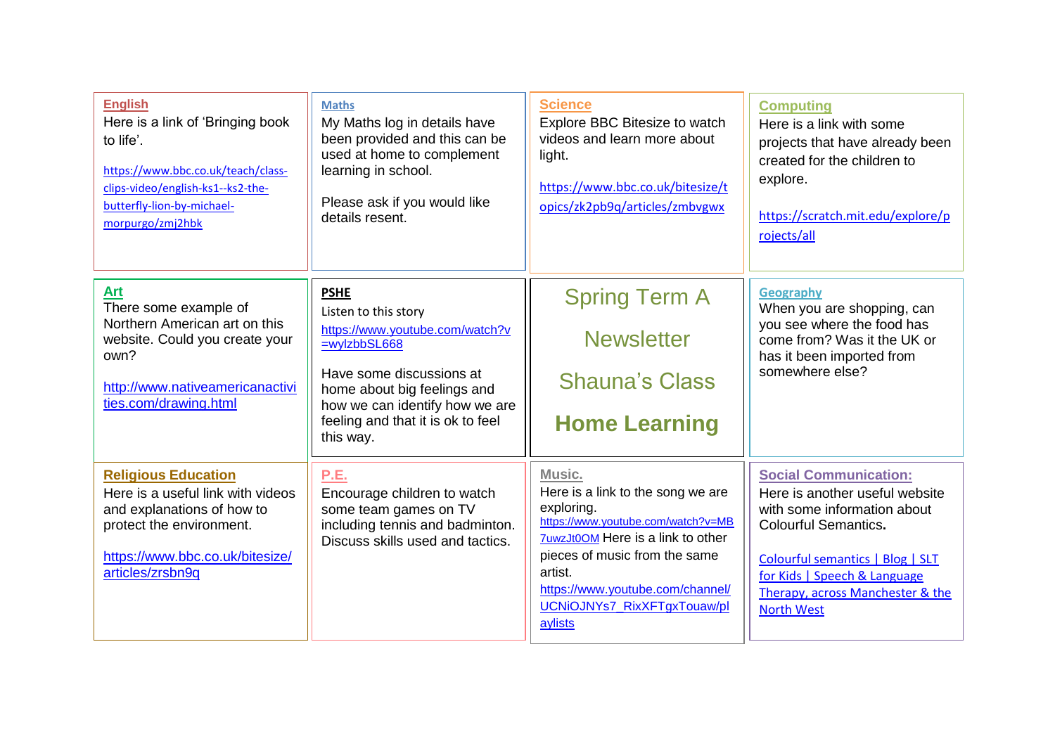# Spring Term A Newsletter

# Shauna's Class

# **Home Learning**

### English

Here is a link of 'Bringing book to life'.

https://www.bbc.co.uk/teach/class-clips-video/english-ks1--ks2-the-butterfly-lion-by-michael-morpurgo/zmj2hbk

### Maths

My Maths log in details have been provided and this can be used at home to complement learning in school.

Please ask if you would like details resent.

### Science

Explore BBC Bitesize to watch videos and learn more about light.

https://www.bbc.co.uk/bitesize/topics/zk2pb9q/articles/zmbvgwx

### Computing

Here is a link with some projects that have already been created for the children to explore.

https://scratch.mit.edu/explore/projects/all

### Art

There some example of Northern American art on this website. Could you create your own?

http://www.nativeamericanactivities.com/drawing.html

### PSHE

Listen to this story

https://www.youtube.com/watch?v=wylzbbSL668

Have some discussions at home about big feelings and how we can identify how we are feeling and that it is ok to feel this way.

### Geography

When you are shopping, can you see where the food has come from? Was it the UK or has it been imported from somewhere else?

### Religious Education

Here is a useful link with videos and explanations of how to protect the environment.

https://www.bbc.co.uk/bitesize/articles/zrsbn9q

### P.E.

Encourage children to watch some team games on TV including tennis and badminton. Discuss skills used and tactics.

### Music.

Here is a link to the song we are exploring.
https://www.youtube.com/watch?v=MB7uwzJt0OM Here is a link to other pieces of music from the same artist.
https://www.youtube.com/channel/UCNiOJNYs7_RixXFTgxTouaw/playlists

### Social Communication:

Here is another useful website with some information about Colourful Semantics**.**

Colourful semantics | Blog | SLT for Kids | Speech & Language Therapy, across Manchester & the North West